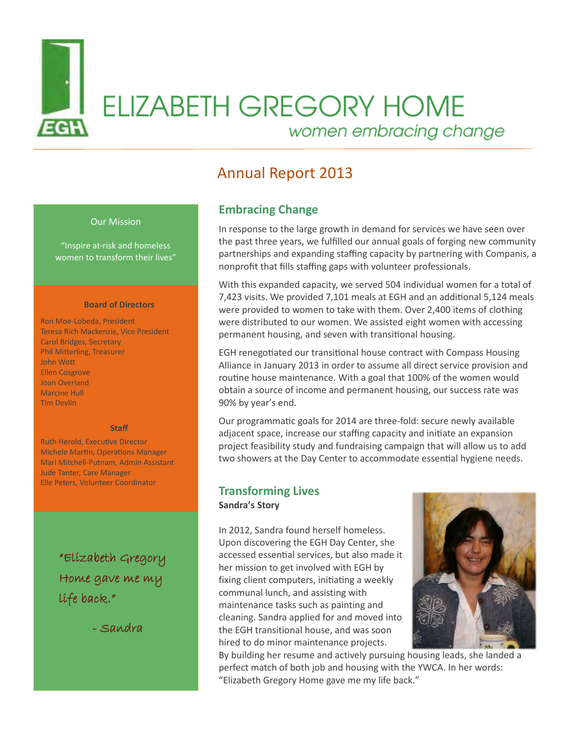# ELIZABETH GREGORY HOME

*women embracing change*

## Annual Report 2013

Our Mission

"Inspire at-risk and homeless women to transform their lives"

**Board of Directors**

Ron Moe-Lobeda, President
Teresa Rich Mackenzie, Vice President
Carol Bridges, Secretary
Phil Mitterling, Treasurer
John Wott
Ellen Cosgrove
Joan Overland
Marcine Hull
Tim Devlin

**Staff**

Ruth Herold, Executive Director
Michele Martin, Operations Manager
Mari Mitchell-Putnam, Admin Assistant
Jude Tanter, Care Manager
Elle Peters, Volunteer Coordinator

"Elizabeth Gregory Home gave me my life back."

- Sandra

### Embracing Change

In response to the large growth in demand for services we have seen over the past three years, we fulfilled our annual goals of forging new community partnerships and expanding staffing capacity by partnering with Companis, a nonprofit that fills staffing gaps with volunteer professionals.

With this expanded capacity, we served 504 individual women for a total of 7,423 visits. We provided 7,101 meals at EGH and an additional 5,124 meals were provided to women to take with them. Over 2,400 items of clothing were distributed to our women. We assisted eight women with accessing permanent housing, and seven with transitional housing.

EGH renegotiated our transitional house contract with Compass Housing Alliance in January 2013 in order to assume all direct service provision and routine house maintenance. With a goal that 100% of the women would obtain a source of income and permanent housing, our success rate was 90% by year's end.

Our programmatic goals for 2014 are three-fold: secure newly available adjacent space, increase our staffing capacity and initiate an expansion project feasibility study and fundraising campaign that will allow us to add two showers at the Day Center to accommodate essential hygiene needs.

### Transforming Lives

**Sandra's Story**

In 2012, Sandra found herself homeless. Upon discovering the EGH Day Center, she accessed essential services, but also made it her mission to get involved with EGH by fixing client computers, initiating a weekly communal lunch, and assisting with maintenance tasks such as painting and cleaning. Sandra applied for and moved into the EGH transitional house, and was soon hired to do minor maintenance projects. By building her resume and actively pursuing housing leads, she landed a perfect match of both job and housing with the YWCA. In her words: "Elizabeth Gregory Home gave me my life back."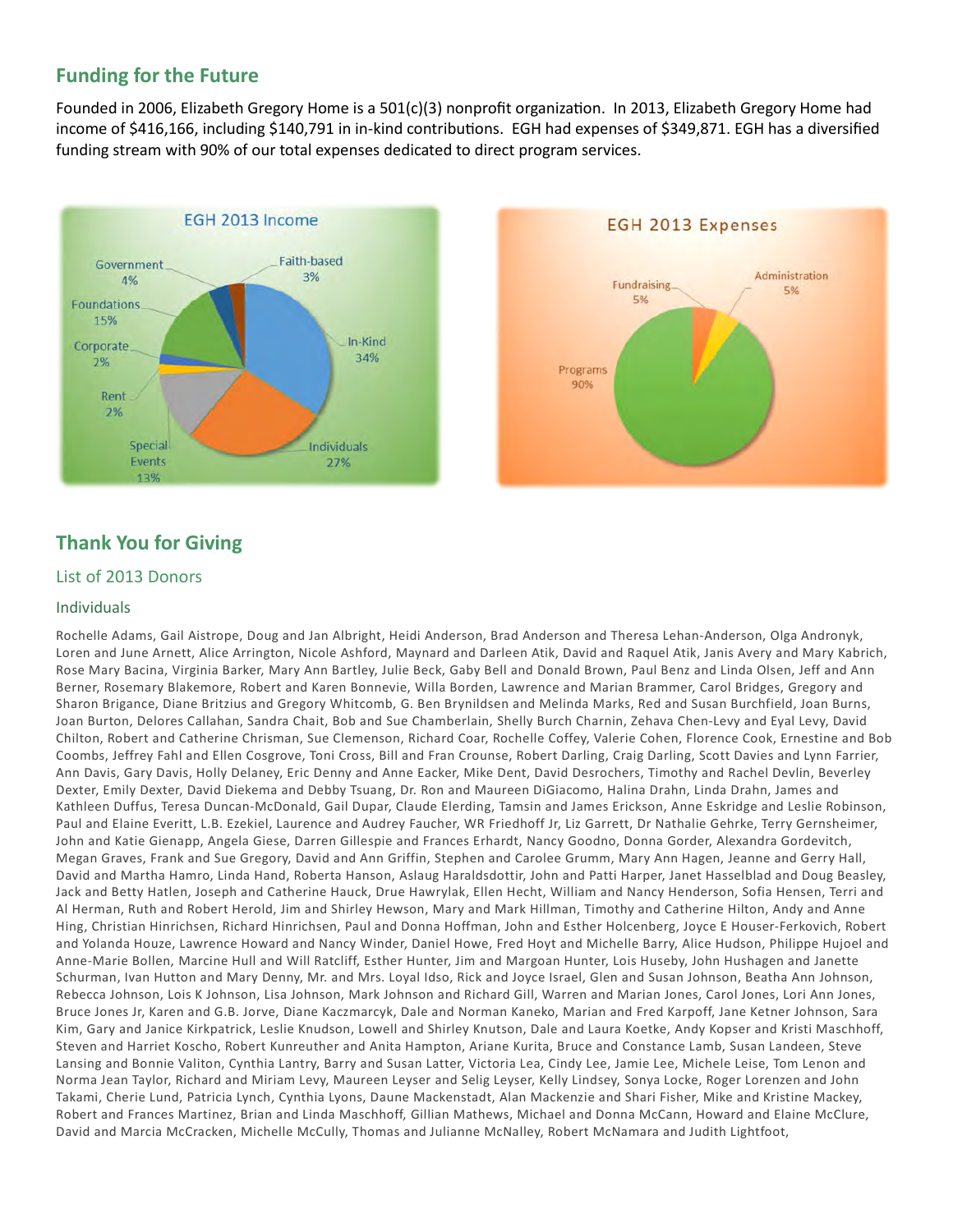## Funding for the Future

Founded in 2006, Elizabeth Gregory Home is a 501(c)(3) nonprofit organization. In 2013, Elizabeth Gregory Home had income of $416,166, including $140,791 in in-kind contributions. EGH had expenses of $349,871. EGH has a diversified funding stream with 90% of our total expenses dedicated to direct program services.

**EGH 2013 Income**

| Source | Percentage |
| --- | --- |
| In-Kind | 34% |
| Individuals | 27% |
| Foundations | 15% |
| Special Events | 13% |
| Government | 4% |
| Faith-based | 3% |
| Corporate | 2% |
| Rent | 2% |

**EGH 2013 Expenses**

| Category | Percentage |
| --- | --- |
| Programs | 90% |
| Fundraising | 5% |
| Administration | 5% |

## Thank You for Giving

### List of 2013 Donors

### Individuals

Rochelle Adams, Gail Aistrope, Doug and Jan Albright, Heidi Anderson, Brad Anderson and Theresa Lehan-Anderson, Olga Andronyk, Loren and June Arnett, Alice Arrington, Nicole Ashford, Maynard and Darleen Atik, David and Raquel Atik, Janis Avery and Mary Kabrich, Rose Mary Bacina, Virginia Barker, Mary Ann Bartley, Julie Beck, Gaby Bell and Donald Brown, Paul Benz and Linda Olsen, Jeff and Ann Berner, Rosemary Blakemore, Robert and Karen Bonnevie, Willa Borden, Lawrence and Marian Brammer, Carol Bridges, Gregory and Sharon Brigance, Diane Britzius and Gregory Whitcomb, G. Ben Brynildsen and Melinda Marks, Red and Susan Burchfield, Joan Burns, Joan Burton, Delores Callahan, Sandra Chait, Bob and Sue Chamberlain, Shelly Burch Charnin, Zehava Chen-Levy and Eyal Levy, David Chilton, Robert and Catherine Chrisman, Sue Clemenson, Richard Coar, Rochelle Coffey, Valerie Cohen, Florence Cook, Ernestine and Bob Coombs, Jeffrey Fahl and Ellen Cosgrove, Toni Cross, Bill and Fran Crounse, Robert Darling, Craig Darling, Scott Davies and Lynn Farrier, Ann Davis, Gary Davis, Holly Delaney, Eric Denny and Anne Eacker, Mike Dent, David Desrochers, Timothy and Rachel Devlin, Beverley Dexter, Emily Dexter, David Diekema and Debby Tsuang, Dr. Ron and Maureen DiGiacomo, Halina Drahn, Linda Drahn, James and Kathleen Duffus, Teresa Duncan-McDonald, Gail Dupar, Claude Elerding, Tamsin and James Erickson, Anne Eskridge and Leslie Robinson, Paul and Elaine Everitt, L.B. Ezekiel, Laurence and Audrey Faucher, WR Friedhoff Jr, Liz Garrett, Dr Nathalie Gehrke, Terry Gernsheimer, John and Katie Gienapp, Angela Giese, Darren Gillespie and Frances Erhardt, Nancy Goodno, Donna Gorder, Alexandra Gordevitch, Megan Graves, Frank and Sue Gregory, David and Ann Griffin, Stephen and Carolee Grumm, Mary Ann Hagen, Jeanne and Gerry Hall, David and Martha Hamro, Linda Hand, Roberta Hanson, Aslaug Haraldsdottir, John and Patti Harper, Janet Hasselblad and Doug Beasley, Jack and Betty Hatlen, Joseph and Catherine Hauck, Drue Hawrylak, Ellen Hecht, William and Nancy Henderson, Sofia Hensen, Terri and Al Herman, Ruth and Robert Herold, Jim and Shirley Hewson, Mary and Mark Hillman, Timothy and Catherine Hilton, Andy and Anne Hing, Christian Hinrichsen, Richard Hinrichsen, Paul and Donna Hoffman, John and Esther Holcenberg, Joyce E Houser-Ferkovich, Robert and Yolanda Houze, Lawrence Howard and Nancy Winder, Daniel Howe, Fred Hoyt and Michelle Barry, Alice Hudson, Philippe Hujoel and Anne-Marie Bollen, Marcine Hull and Will Ratcliff, Esther Hunter, Jim and Margoan Hunter, Lois Huseby, John Hushagen and Janette Schurman, Ivan Hutton and Mary Denny, Mr. and Mrs. Loyal Idso, Rick and Joyce Israel, Glen and Susan Johnson, Beatha Ann Johnson, Rebecca Johnson, Lois K Johnson, Lisa Johnson, Mark Johnson and Richard Gill, Warren and Marian Jones, Carol Jones, Lori Ann Jones, Bruce Jones Jr, Karen and G.B. Jorve, Diane Kaczmarcyk, Dale and Norman Kaneko, Marian and Fred Karpoff, Jane Ketner Johnson, Sara Kim, Gary and Janice Kirkpatrick, Leslie Knudson, Lowell and Shirley Knutson, Dale and Laura Koetke, Andy Kopser and Kristi Maschhoff, Steven and Harriet Koscho, Robert Kunreuther and Anita Hampton, Ariane Kurita, Bruce and Constance Lamb, Susan Landeen, Steve Lansing and Bonnie Valiton, Cynthia Lantry, Barry and Susan Latter, Victoria Lea, Cindy Lee, Jamie Lee, Michele Leise, Tom Lenon and Norma Jean Taylor, Richard and Miriam Levy, Maureen Leyser and Selig Leyser, Kelly Lindsey, Sonya Locke, Roger Lorenzen and John Takami, Cherie Lund, Patricia Lynch, Cynthia Lyons, Daune Mackenstadt, Alan Mackenzie and Shari Fisher, Mike and Kristine Mackey, Robert and Frances Martinez, Brian and Linda Maschhoff, Gillian Mathews, Michael and Donna McCann, Howard and Elaine McClure, David and Marcia McCracken, Michelle McCully, Thomas and Julianne McNalley, Robert McNamara and Judith Lightfoot,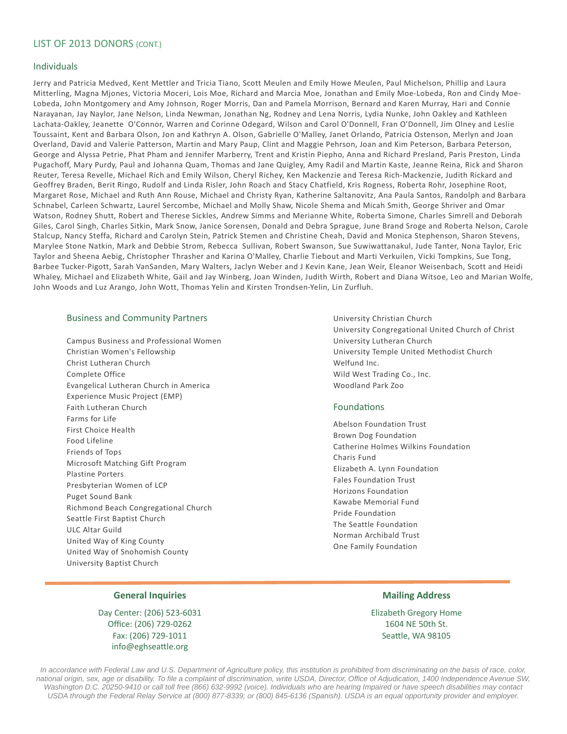## LIST OF 2013 DONORS (CONT.)

### Individuals

Jerry and Patricia Medved, Kent Mettler and Tricia Tiano, Scott Meulen and Emily Howe Meulen, Paul Michelson, Phillip and Laura Mitterling, Magna Mjones, Victoria Moceri, Lois Moe, Richard and Marcia Moe, Jonathan and Emily Moe-Lobeda, Ron and Cindy Moe-Lobeda, John Montgomery and Amy Johnson, Roger Morris, Dan and Pamela Morrison, Bernard and Karen Murray, Hari and Connie Narayanan, Jay Naylor, Jane Nelson, Linda Newman, Jonathan Ng, Rodney and Lena Norris, Lydia Nunke, John Oakley and Kathleen Lachata-Oakley, Jeanette O'Connor, Warren and Corinne Odegard, Wilson and Carol O'Donnell, Fran O'Donnell, Jim Olney and Leslie Toussaint, Kent and Barbara Olson, Jon and Kathryn A. Olson, Gabrielle O'Malley, Janet Orlando, Patricia Ostenson, Merlyn and Joan Overland, David and Valerie Patterson, Martin and Mary Paup, Clint and Maggie Pehrson, Joan and Kim Peterson, Barbara Peterson, George and Alyssa Petrie, Phat Pham and Jennifer Marberry, Trent and Kristin Piepho, Anna and Richard Presland, Paris Preston, Linda Pugachoff, Mary Purdy, Paul and Johanna Quam, Thomas and Jane Quigley, Amy Radil and Martin Kaste, Jeanne Reina, Rick and Sharon Reuter, Teresa Revelle, Michael Rich and Emily Wilson, Cheryl Richey, Ken Mackenzie and Teresa Rich-Mackenzie, Judith Rickard and Geoffrey Braden, Berit Ringo, Rudolf and Linda Risler, John Roach and Stacy Chatfield, Kris Rogness, Roberta Rohr, Josephine Root, Margaret Rose, Michael and Ruth Ann Rouse, Michael and Christy Ryan, Katherine Saltanovitz, Ana Paula Santos, Randolph and Barbara Schnabel, Carleen Schwartz, Laurel Sercombe, Michael and Molly Shaw, Nicole Shema and Micah Smith, George Shriver and Omar Watson, Rodney Shutt, Robert and Therese Sickles, Andrew Simms and Merianne White, Roberta Simone, Charles Simrell and Deborah Giles, Carol Singh, Charles Sitkin, Mark Snow, Janice Sorensen, Donald and Debra Sprague, June Brand Sroge and Roberta Nelson, Carole Stalcup, Nancy Steffa, Richard and Carolyn Stein, Patrick Stemen and Christine Cheah, David and Monica Stephenson, Sharon Stevens, Marylee Stone Natkin, Mark and Debbie Strom, Rebecca Sullivan, Robert Swanson, Sue Suwiwattanakul, Jude Tanter, Nona Taylor, Eric Taylor and Sheena Aebig, Christopher Thrasher and Karina O'Malley, Charlie Tiebout and Marti Verkuilen, Vicki Tompkins, Sue Tong, Barbee Tucker-Pigott, Sarah VanSanden, Mary Walters, Jaclyn Weber and J Kevin Kane, Jean Weir, Eleanor Weisenbach, Scott and Heidi Whaley, Michael and Elizabeth White, Gail and Jay Winberg, Joan Winden, Judith Wirth, Robert and Diana Witsoe, Leo and Marian Wolfe, John Woods and Luz Arango, John Wott, Thomas Yelin and Kirsten Trondsen-Yelin, Lin Zurfluh.

### Business and Community Partners

Campus Business and Professional Women
Christian Women's Fellowship
Christ Lutheran Church
Complete Office
Evangelical Lutheran Church in America
Experience Music Project (EMP)
Faith Lutheran Church
Farms for Life
First Choice Health
Food Lifeline
Friends of Tops
Microsoft Matching Gift Program
Plastine Porters
Presbyterian Women of LCP
Puget Sound Bank
Richmond Beach Congregational Church
Seattle First Baptist Church
ULC Altar Guild
United Way of King County
United Way of Snohomish County
University Baptist Church
University Christian Church
University Congregational United Church of Christ
University Lutheran Church
University Temple United Methodist Church
Welfund Inc.
Wild West Trading Co., Inc.
Woodland Park Zoo

### Foundations

Abelson Foundation Trust
Brown Dog Foundation
Catherine Holmes Wilkins Foundation
Charis Fund
Elizabeth A. Lynn Foundation
Fales Foundation Trust
Horizons Foundation
Kawabe Memorial Fund
Pride Foundation
The Seattle Foundation
Norman Archibald Trust
One Family Foundation

**General Inquiries**

Day Center: (206) 523-6031
Office: (206) 729-0262
Fax: (206) 729-1011
info@eghseattle.org

**Mailing Address**

Elizabeth Gregory Home
1604 NE 50th St.
Seattle, WA 98105

*In accordance with Federal Law and U.S. Department of Agriculture policy, this institution is prohibited from discriminating on the basis of race, color, national origin, sex, age or disability. To file a complaint of discrimination, write USDA, Director, Office of Adjudication, 1400 Independence Avenue SW, Washington D.C. 20250-9410 or call toll free (866) 632-9992 (voice). Individuals who are hearing Impaired or have speech disabilities may contact USDA through the Federal Relay Service at (800) 877-8339; or (800) 845-6136 (Spanish). USDA is an equal opportunity provider and employer.*